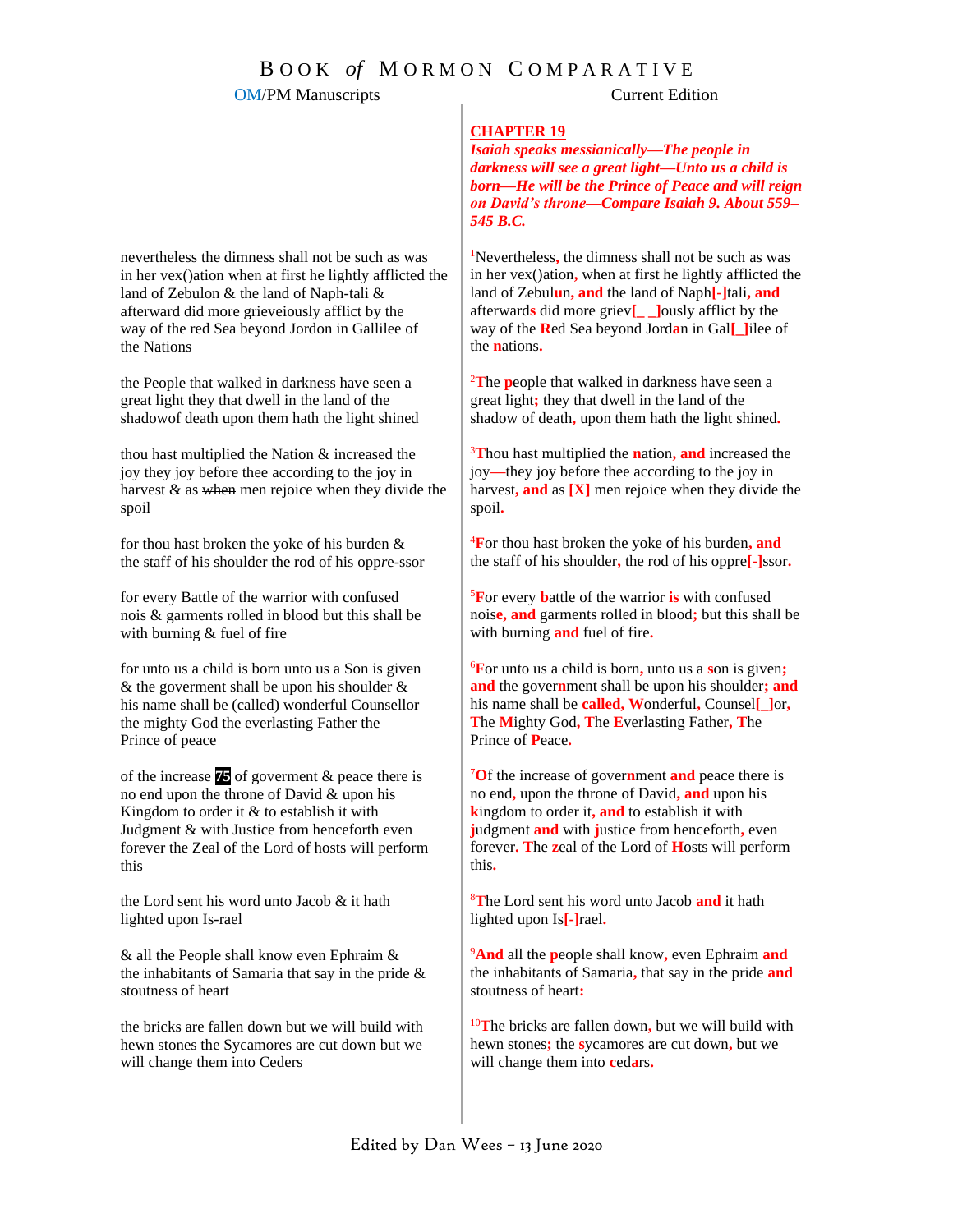# BOOK *of* MORMON COMPARATIVE

| OM/PM Manuscripts | Current Edition |
|---|---|
| | **CHAPTER 19** *Isaiah speaks messianically—The people in darkness will see a great light—Unto us a child is born—He will be the Prince of Peace and will reign on David's throne—Compare Isaiah 9. About 559–545 B.C.* |
| nevertheless the dimness shall not be such as was in her vex()ation when at first he lightly afflicted the land of Zebulon & the land of Naph-tali & afterward did more grieveiously afflict by the way of the red Sea beyond Jordon in Gallilee of the Nations | [1]Nevertheless, the dimness shall not be such as was in her vex()ation, when at first he lightly afflicted the land of Zebulun, and the land of Naph[-]tali, and afterwards did more griev[_ _]ously afflict by the way of the Red Sea beyond Jordan in Gal[_]ilee of the nations. |
| the People that walked in darkness have seen a great light they that dwell in the land of the shadowof death upon them hath the light shined | [2]The people that walked in darkness have seen a great light; they that dwell in the land of the shadow of death, upon them hath the light shined. |
| thou hast multiplied the Nation & increased the joy they joy before thee according to the joy in harvest & as ~~when~~ men rejoice when they divide the spoil | [3]Thou hast multiplied the nation, and increased the joy—they joy before thee according to the joy in harvest, and as [X] men rejoice when they divide the spoil. |
| for thou hast broken the yoke of his burden & the staff of his shoulder the rod of his oppre-ssor | [4]For thou hast broken the yoke of his burden, and the staff of his shoulder, the rod of his oppre[-]ssor. |
| for every Battle of the warrior with confused nois & garments rolled in blood but this shall be with burning & fuel of fire | [5]For every battle of the warrior is with confused noise, and garments rolled in blood; but this shall be with burning and fuel of fire. |
| for unto us a child is born unto us a Son is given & the goverment shall be upon his shoulder & his name shall be (called) wonderful Counsellor the mighty God the everlasting Father the Prince of peace | [6]For unto us a child is born, unto us a son is given; and the government shall be upon his shoulder; and his name shall be called, Wonderful, Counsel[_]or, The Mighty God, The Everlasting Father, The Prince of Peace. |
| of the increase 75 of goverment & peace there is no end upon the throne of David & upon his Kingdom to order it & to establish it with Judgment & with Justice from henceforth even forever the Zeal of the Lord of hosts will perform this | [7]Of the increase of government and peace there is no end, upon the throne of David, and upon his kingdom to order it, and to establish it with judgment and with justice from henceforth, even forever. The zeal of the Lord of Hosts will perform this. |
| the Lord sent his word unto Jacob & it hath lighted upon Is-rael | [8]The Lord sent his word unto Jacob and it hath lighted upon Is[-]rael. |
| & all the People shall know even Ephraim & the inhabitants of Samaria that say in the pride & stoutness of heart | [9]And all the people shall know, even Ephraim and the inhabitants of Samaria, that say in the pride and stoutness of heart: |
| the bricks are fallen down but we will build with hewn stones the Sycamores are cut down but we will change them into Ceders | [10]The bricks are fallen down, but we will build with hewn stones; the sycamores are cut down, but we will change them into cedars. |

Edited by Dan Wees – 13 June 2020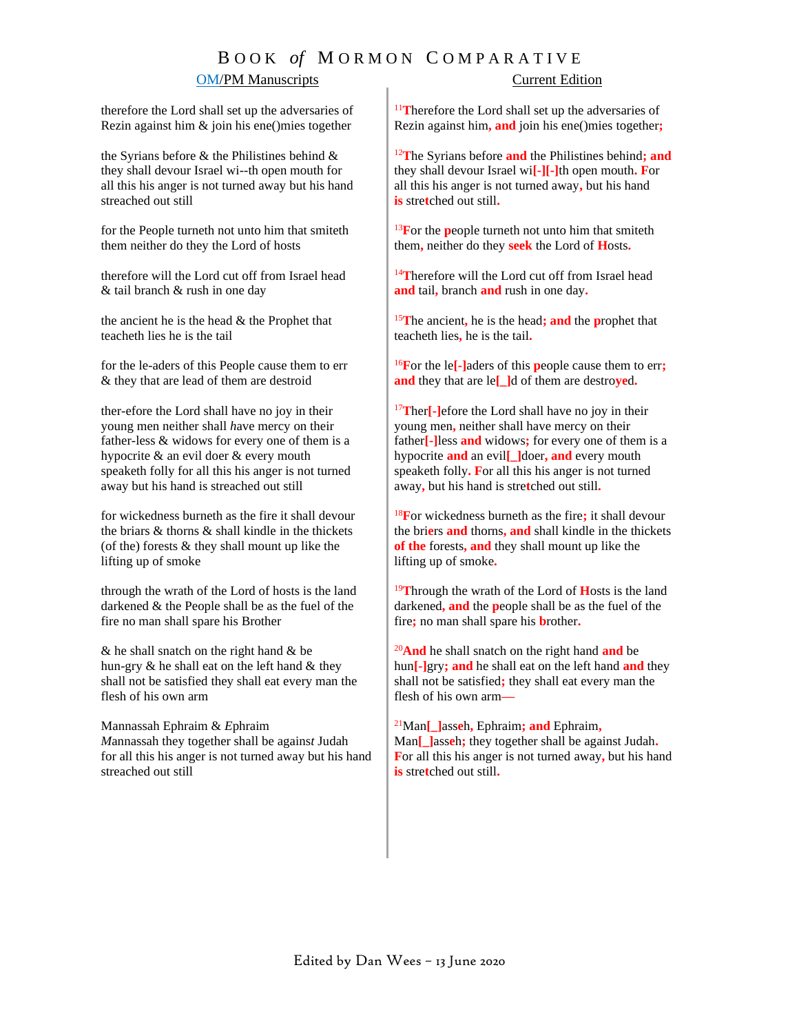# Book *of* Mormon Comparative

| OM/PM Manuscripts | Current Edition |
|---|---|
| therefore the Lord shall set up the adversaries of Rezin against him & join his ene()mies together | [11]Therefore the Lord shall set up the adversaries of Rezin against him**, and** join his ene()mies together**;** |
| the Syrians before & the Philistines behind & they shall devour Israel wi--th open mouth for all this his anger is not turned away but his hand streached out still | [12]**T**he Syrians before **and** the Philistines behind**; and** they shall devour Israel wi**[-][-]**th open mouth**. F**or all this his anger is not turned away**,** but his hand **is** stre**t**ched out still**.** |
| for the People turneth not unto him that smiteth them neither do they the Lord of hosts | [13]**F**or the **p**eople turneth not unto him that smiteth them**,** neither do they **seek** the Lord of **H**osts**.** |
| therefore will the Lord cut off from Israel head & tail branch & rush in one day | [14]**T**herefore will the Lord cut off from Israel head **and** tail**,** branch **and** rush in one day**.** |
| the ancient he is the head & the Prophet that teacheth lies he is the tail | [15]**T**he ancient**,** he is the head**; and** the **p**rophet that teacheth lies**,** he is the tail**.** |
| for the le-aders of this People cause them to err & they that are lead of them are destroid | [16]**F**or the le**[-]**aders of this **p**eople cause them to err**; and** they that are le**[_]**d of them are destro**ye**d**.** |
| ther-efore the Lord shall have no joy in their young men neither shall *h*ave mercy on their father-less & widows for every one of them is a hypocrite & an evil doer & every mouth speaketh folly for all this his anger is not turned away but his hand is streached out still | [17]**T**her**[-]**efore the Lord shall have no joy in their young men**,** neither shall have mercy on their father**[-]**less **and** widows**;** for every one of them is a hypocrite **and** an evil**[_]**doer**, and** every mouth speaketh folly**. F**or all this his anger is not turned away**,** but his hand is stre**t**ched out still**.** |
| for wickedness burneth as the fire it shall devour the briars & thorns & shall kindle in the thickets (of the) forests & they shall mount up like the lifting up of smoke | [18]**F**or wickedness burneth as the fire**;** it shall devour the bri**e**rs **and** thorns**, and** shall kindle in the thickets **of the** forests**, and** they shall mount up like the lifting up of smoke**.** |
| through the wrath of the Lord of hosts is the land darkened & the People shall be as the fuel of the fire no man shall spare his Brother | [19]**T**hrough the wrath of the Lord of **H**osts is the land darkened**, and** the **p**eople shall be as the fuel of the fire**;** no man shall spare his **b**rother**.** |
| & he shall snatch on the right hand & be hun-gry & he shall eat on the left hand & they shall not be satisfied they shall eat every man the flesh of his own arm | [20]**And** he shall snatch on the right hand **and** be hun**[-]**gry**; and** he shall eat on the left hand **and** they shall not be satisfied**;** they shall eat every man the flesh of his own arm**—** |
| Mannassah Ephraim & *E*phraim *M*annassah they together shall be again*s*t Judah for all this his anger is not turned away but his hand streached out still | [21]Man**[_]**ass**e**h**,** Ephraim**; and** Ephraim**,** Man**[_]**ass**e**h**;** they together shall be against Judah**. F**or all this his anger is not turned away**,** but his hand **is** stre**t**ched out still**.** |

Edited by Dan Wees – 13 June 2020